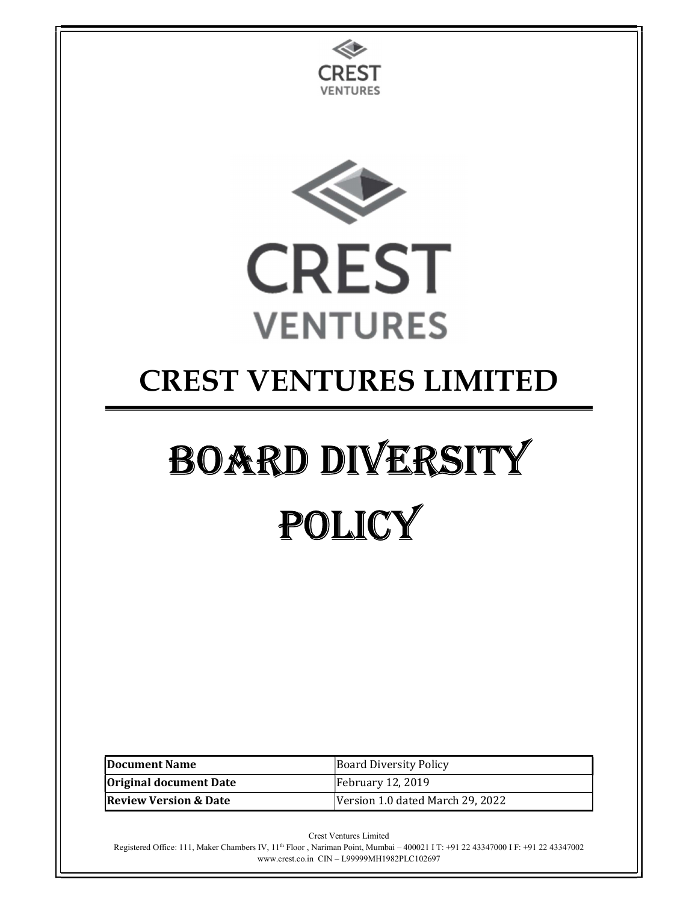CREST VENTURES

# CREST VENTURES LIMITED

# BOARD DIVERSITY POLICY

| Document Name | Board Diversity Policy |
| --- | --- |
| Original document Date | February 12, 2019 |
| Review Version & Date | Version 1.0 dated March 29, 2022 |

Crest Ventures Limited
Registered Office: 111, Maker Chambers IV, 11th Floor , Nariman Point, Mumbai – 400021 I T: +91 22 43347000 I F: +91 22 43347002
www.crest.co.in CIN – L99999MH1982PLC102697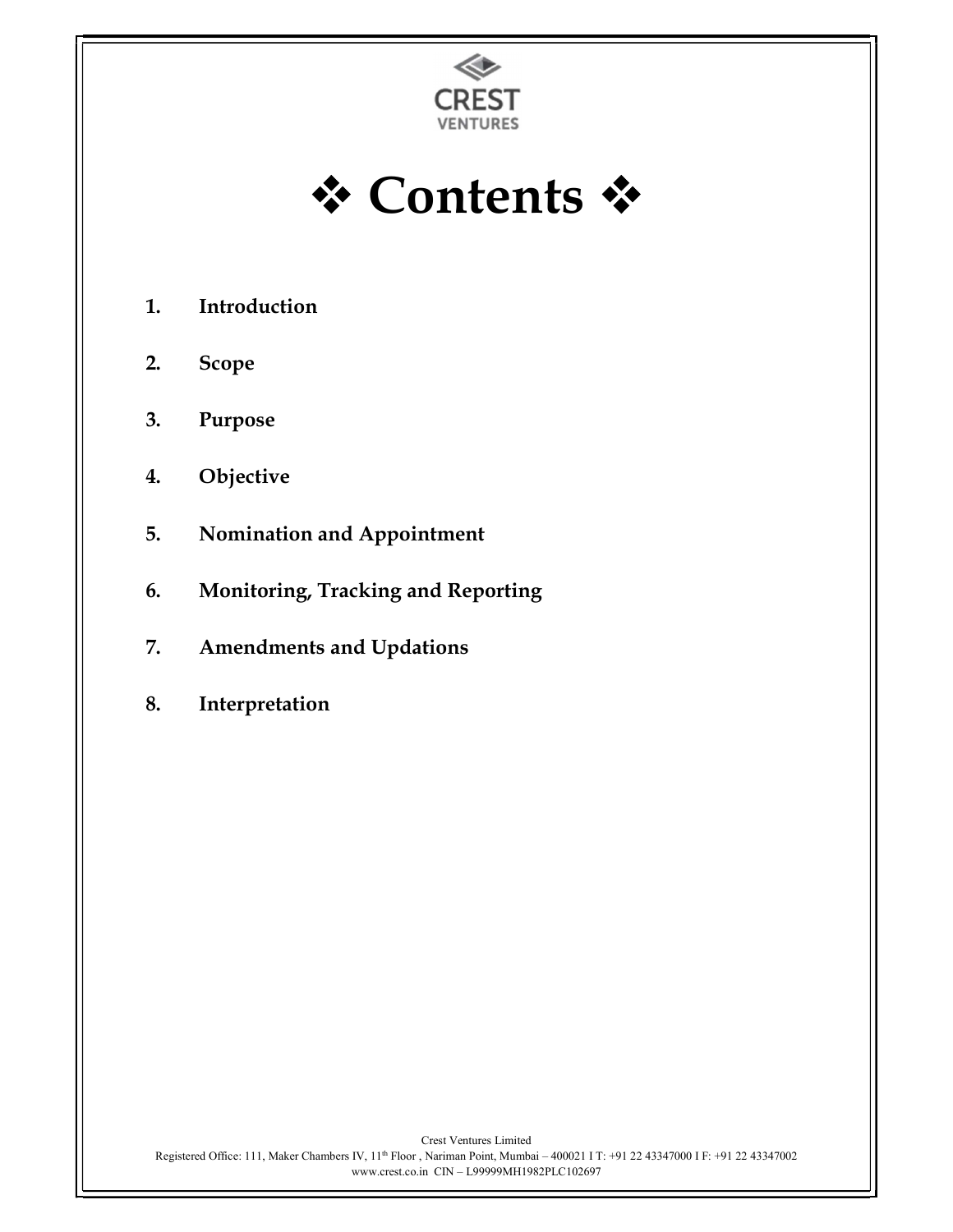# ❖ Contents ❖

1. **Introduction**

2. **Scope**

3. **Purpose**

4. **Objective**

5. **Nomination and Appointment**

6. **Monitoring, Tracking and Reporting**

7. **Amendments and Updations**

8. **Interpretation**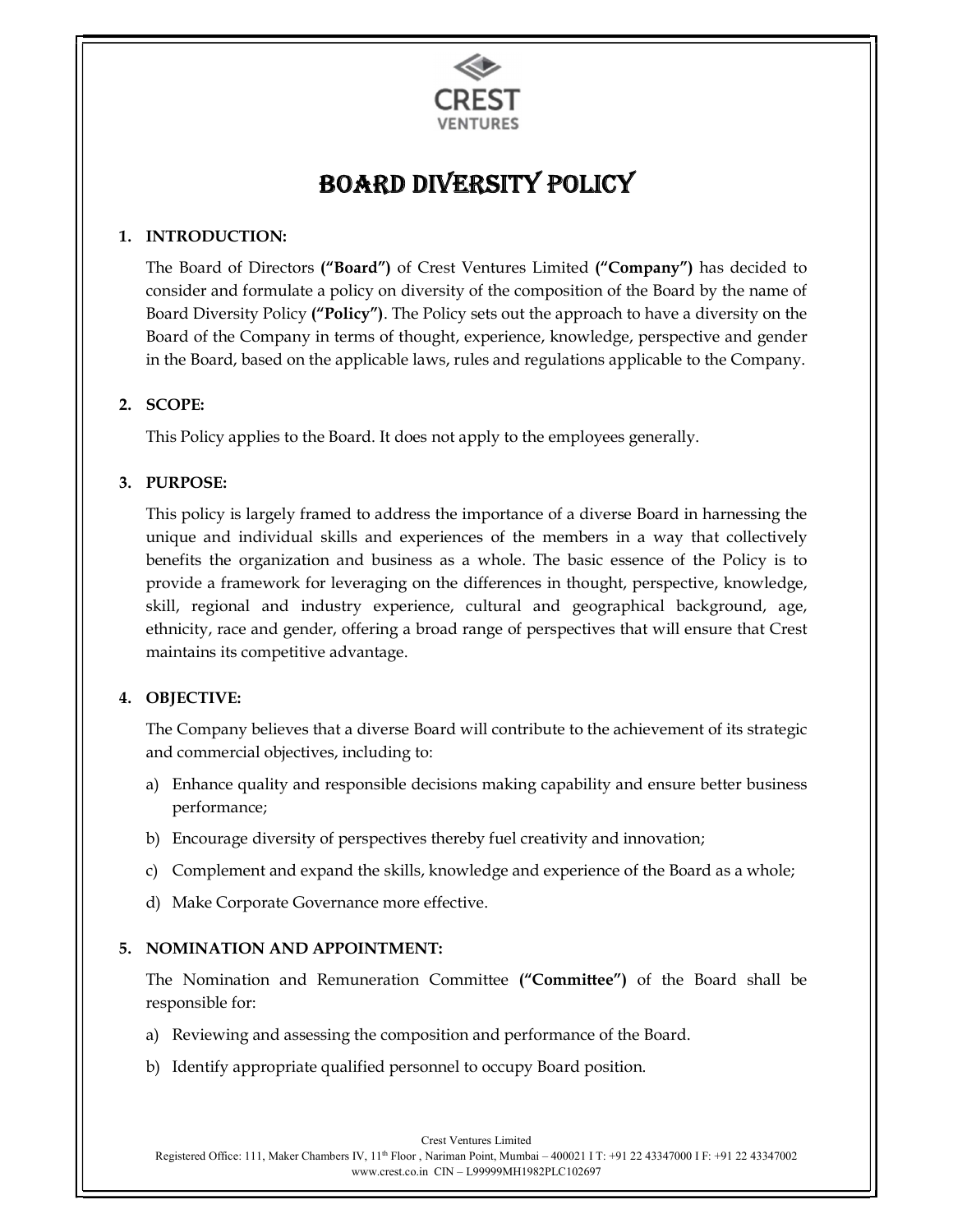# BOARD DIVERSITY POLICY

## 1. INTRODUCTION:

The Board of Directors **("Board")** of Crest Ventures Limited **("Company")** has decided to consider and formulate a policy on diversity of the composition of the Board by the name of Board Diversity Policy **("Policy")**. The Policy sets out the approach to have a diversity on the Board of the Company in terms of thought, experience, knowledge, perspective and gender in the Board, based on the applicable laws, rules and regulations applicable to the Company.

## 2. SCOPE:

This Policy applies to the Board. It does not apply to the employees generally.

## 3. PURPOSE:

This policy is largely framed to address the importance of a diverse Board in harnessing the unique and individual skills and experiences of the members in a way that collectively benefits the organization and business as a whole. The basic essence of the Policy is to provide a framework for leveraging on the differences in thought, perspective, knowledge, skill, regional and industry experience, cultural and geographical background, age, ethnicity, race and gender, offering a broad range of perspectives that will ensure that Crest maintains its competitive advantage.

## 4. OBJECTIVE:

The Company believes that a diverse Board will contribute to the achievement of its strategic and commercial objectives, including to:

a) Enhance quality and responsible decisions making capability and ensure better business performance;

b) Encourage diversity of perspectives thereby fuel creativity and innovation;

c) Complement and expand the skills, knowledge and experience of the Board as a whole;

d) Make Corporate Governance more effective.

## 5. NOMINATION AND APPOINTMENT:

The Nomination and Remuneration Committee **("Committee")** of the Board shall be responsible for:

a) Reviewing and assessing the composition and performance of the Board.

b) Identify appropriate qualified personnel to occupy Board position.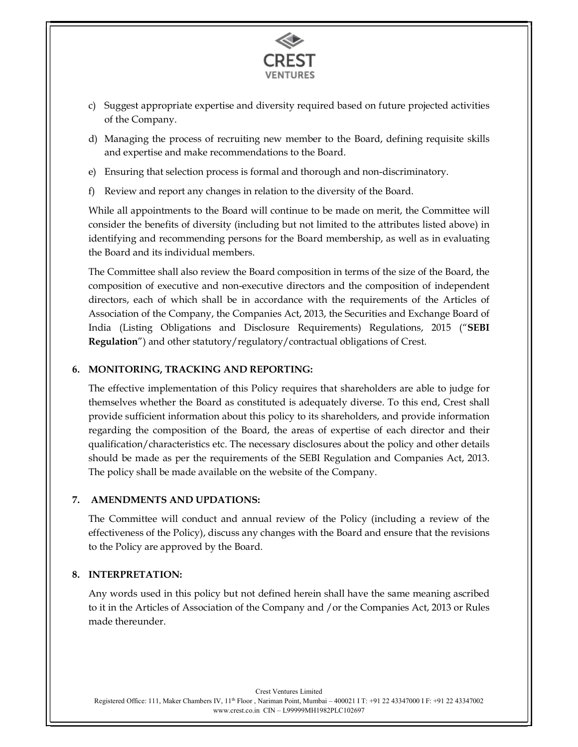c) Suggest appropriate expertise and diversity required based on future projected activities of the Company.

d) Managing the process of recruiting new member to the Board, defining requisite skills and expertise and make recommendations to the Board.

e) Ensuring that selection process is formal and thorough and non-discriminatory.

f) Review and report any changes in relation to the diversity of the Board.

While all appointments to the Board will continue to be made on merit, the Committee will consider the benefits of diversity (including but not limited to the attributes listed above) in identifying and recommending persons for the Board membership, as well as in evaluating the Board and its individual members.

The Committee shall also review the Board composition in terms of the size of the Board, the composition of executive and non-executive directors and the composition of independent directors, each of which shall be in accordance with the requirements of the Articles of Association of the Company, the Companies Act, 2013, the Securities and Exchange Board of India (Listing Obligations and Disclosure Requirements) Regulations, 2015 ("**SEBI Regulation**") and other statutory/regulatory/contractual obligations of Crest.

## 6. MONITORING, TRACKING AND REPORTING:

The effective implementation of this Policy requires that shareholders are able to judge for themselves whether the Board as constituted is adequately diverse. To this end, Crest shall provide sufficient information about this policy to its shareholders, and provide information regarding the composition of the Board, the areas of expertise of each director and their qualification/characteristics etc. The necessary disclosures about the policy and other details should be made as per the requirements of the SEBI Regulation and Companies Act, 2013. The policy shall be made available on the website of the Company.

## 7. AMENDMENTS AND UPDATIONS:

The Committee will conduct and annual review of the Policy (including a review of the effectiveness of the Policy), discuss any changes with the Board and ensure that the revisions to the Policy are approved by the Board.

## 8. INTERPRETATION:

Any words used in this policy but not defined herein shall have the same meaning ascribed to it in the Articles of Association of the Company and /or the Companies Act, 2013 or Rules made thereunder.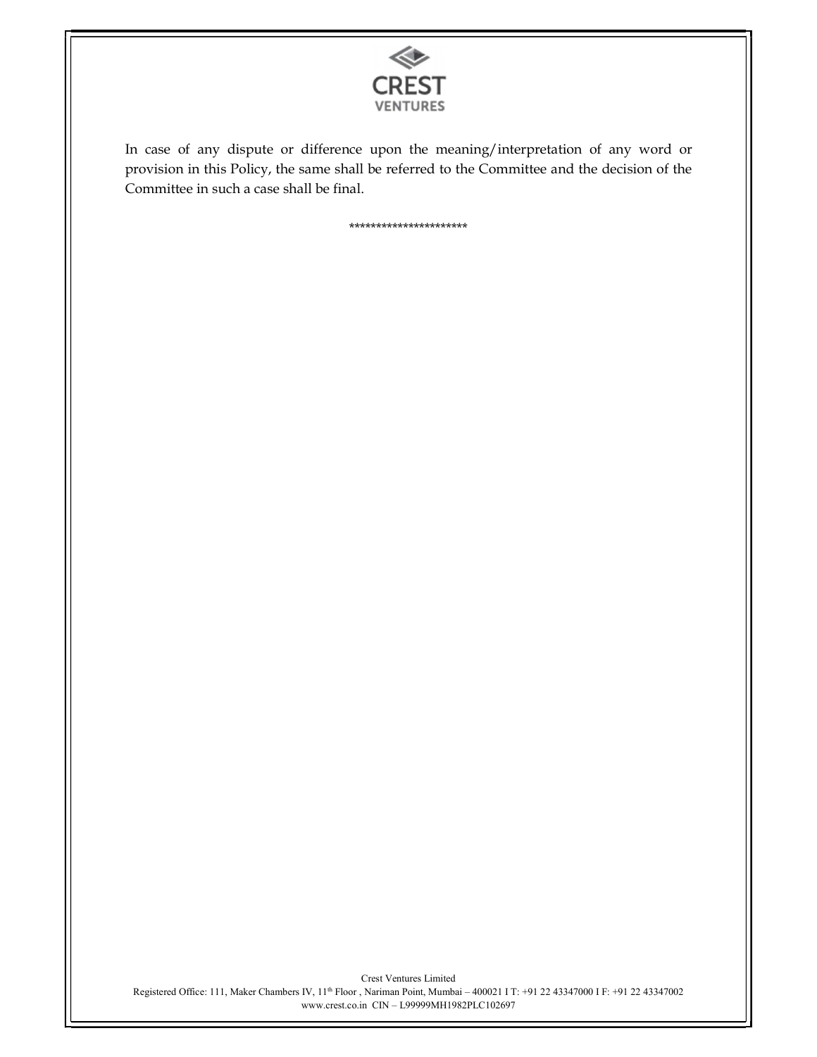In case of any dispute or difference upon the meaning/interpretation of any word or provision in this Policy, the same shall be referred to the Committee and the decision of the Committee in such a case shall be final.

**********************